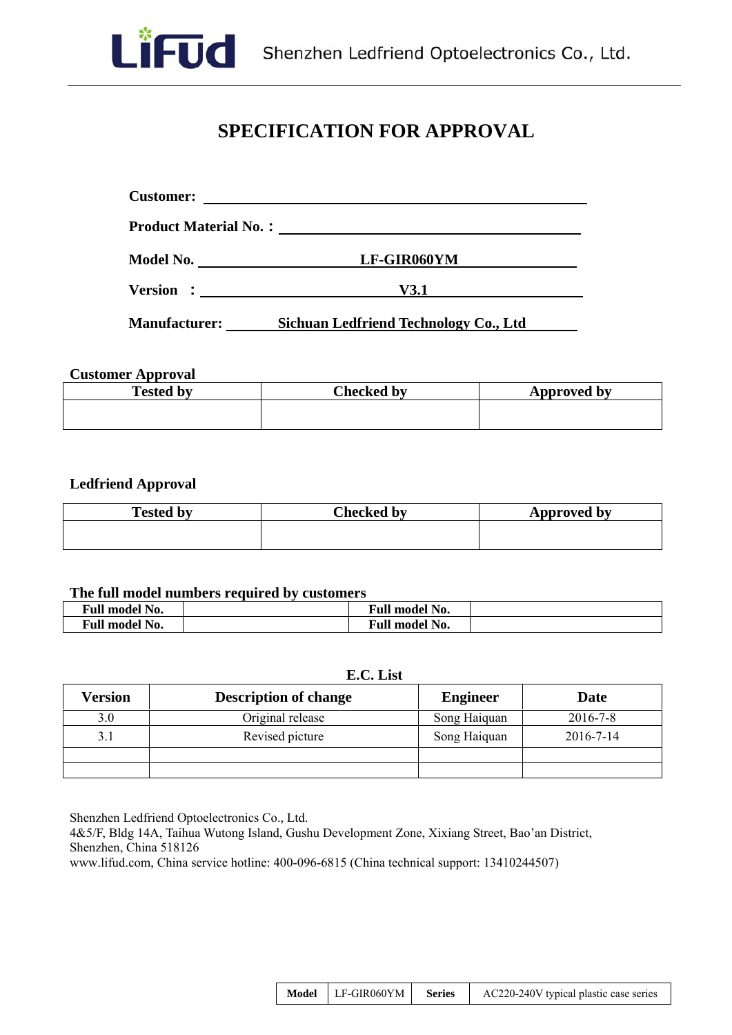Shenzhen Ledfriend Optoelectronics Co., Ltd.

# SPECIFICATION FOR APPROVAL

**Customer:** ______________________________

**Product Material No.：** ______________________________

**Model No.** LF-GIR060YM

**Version ：** V3.1

**Manufacturer:** Sichuan Ledfriend Technology Co., Ltd

**Customer Approval**

| Tested by | Checked by | Approved by |
|---|---|---|
| | | |

**Ledfriend Approval**

| Tested by | Checked by | Approved by |
|---|---|---|
| | | |

**The full model numbers required by customers**

| | | | |
|---|---|---|---|
| **Full model No.** | | **Full model No.** | |
| **Full model No.** | | **Full model No.** | |

**E.C. List**

| Version | Description of change | Engineer | Date |
|---|---|---|---|
| 3.0 | Original release | Song Haiquan | 2016-7-8 |
| 3.1 | Revised picture | Song Haiquan | 2016-7-14 |
| | | | |
| | | | |

Shenzhen Ledfriend Optoelectronics Co., Ltd.
4&5/F, Bldg 14A, Taihua Wutong Island, Gushu Development Zone, Xixiang Street, Bao'an District, Shenzhen, China 518126
www.lifud.com, China service hotline: 400-096-6815 (China technical support: 13410244507)

| | | | |
|---|---|---|---|
| **Model** | LF-GIR060YM | **Series** | AC220-240V typical plastic case series |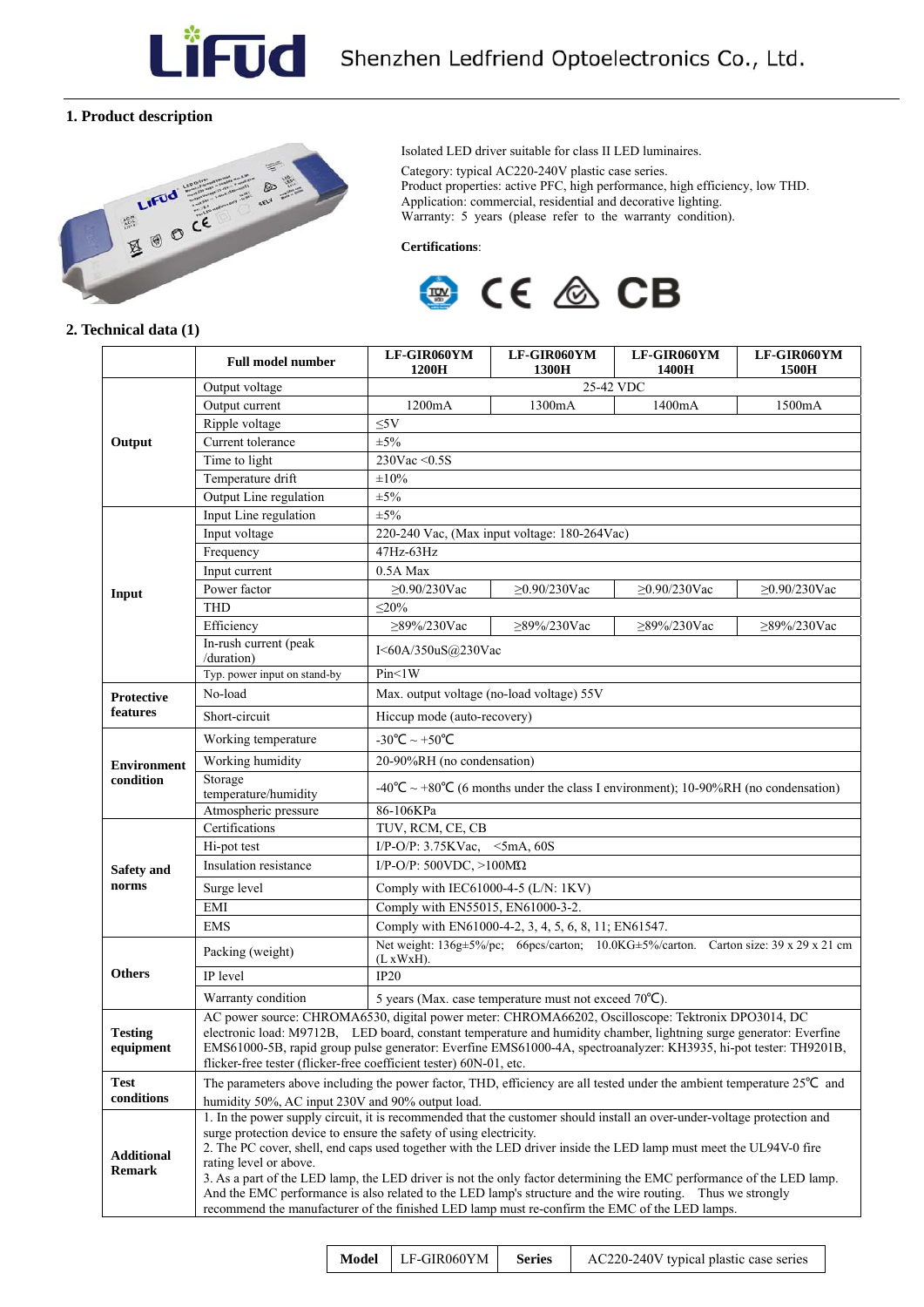## 1. Product description

Isolated LED driver suitable for class II LED luminaires.

Category: typical AC220-240V plastic case series.
Product properties: active PFC, high performance, high efficiency, low THD.
Application: commercial, residential and decorative lighting.
Warranty: 5 years (please refer to the warranty condition).

**Certifications**:

## 2. Technical data (1)

| | Full model number | LF-GIR060YM 1200H | LF-GIR060YM 1300H | LF-GIR060YM 1400H | LF-GIR060YM 1500H |
|---|---|---|---|---|---|
| **Output** | Output voltage | 25-42 VDC | | | |
| | Output current | 1200mA | 1300mA | 1400mA | 1500mA |
| | Ripple voltage | ≤5V | | | |
| | Current tolerance | ±5% | | | |
| | Time to light | 230Vac <0.5S | | | |
| | Temperature drift | ±10% | | | |
| | Output Line regulation | ±5% | | | |
| **Input** | Input Line regulation | ±5% | | | |
| | Input voltage | 220-240 Vac, (Max input voltage: 180-264Vac) | | | |
| | Frequency | 47Hz-63Hz | | | |
| | Input current | 0.5A Max | | | |
| | Power factor | ≥0.90/230Vac | ≥0.90/230Vac | ≥0.90/230Vac | ≥0.90/230Vac |
| | THD | ≤20% | | | |
| | Efficiency | ≥89%/230Vac | ≥89%/230Vac | ≥89%/230Vac | ≥89%/230Vac |
| | In-rush current (peak /duration) | I<60A/350uS@230Vac | | | |
| | Typ. power input on stand-by | Pin<1W | | | |
| **Protective features** | No-load | Max. output voltage (no-load voltage) 55V | | | |
| | Short-circuit | Hiccup mode (auto-recovery) | | | |
| **Environment condition** | Working temperature | -30℃ ~ +50℃ | | | |
| | Working humidity | 20-90%RH (no condensation) | | | |
| | Storage temperature/humidity | -40℃ ~ +80℃ (6 months under the class I environment); 10-90%RH (no condensation) | | | |
| | Atmospheric pressure | 86-106KPa | | | |
| **Safety and norms** | Certifications | TUV, RCM, CE, CB | | | |
| | Hi-pot test | I/P-O/P: 3.75KVac, <5mA, 60S | | | |
| | Insulation resistance | I/P-O/P: 500VDC, >100MΩ | | | |
| | Surge level | Comply with IEC61000-4-5 (L/N: 1KV) | | | |
| | EMI | Comply with EN55015, EN61000-3-2. | | | |
| | EMS | Comply with EN61000-4-2, 3, 4, 5, 6, 8, 11; EN61547. | | | |
| **Others** | Packing (weight) | Net weight: 136g±5%/pc; 66pcs/carton; 10.0KG±5%/carton. Carton size: 39 x 29 x 21 cm (L x WxH). | | | |
| | IP level | IP20 | | | |
| | Warranty condition | 5 years (Max. case temperature must not exceed 70℃). | | | |
| **Testing equipment** | AC power source: CHROMA6530, digital power meter: CHROMA66202, Oscilloscope: Tektronix DPO3014, DC electronic load: M9712B, LED board, constant temperature and humidity chamber, lightning surge generator: Everfine EMS61000-5B, rapid group pulse generator: Everfine EMS61000-4A, spectroanalyzer: KH3935, hi-pot tester: TH9201B, flicker-free tester (flicker-free coefficient tester) 60N-01, etc. | | | | |
| **Test conditions** | The parameters above including the power factor, THD, efficiency are all tested under the ambient temperature 25℃ and humidity 50%, AC input 230V and 90% output load. | | | | |
| **Additional Remark** | 1. In the power supply circuit, it is recommended that the customer should install an over-under-voltage protection and surge protection device to ensure the safety of using electricity.<br>2. The PC cover, shell, end caps used together with the LED driver inside the LED lamp must meet the UL94V-0 fire rating level or above.<br>3. As a part of the LED lamp, the LED driver is not the only factor determining the EMC performance of the LED lamp. And the EMC performance is also related to the LED lamp's structure and the wire routing. Thus we strongly recommend the manufacturer of the finished LED lamp must re-confirm the EMC of the LED lamps. | | | | |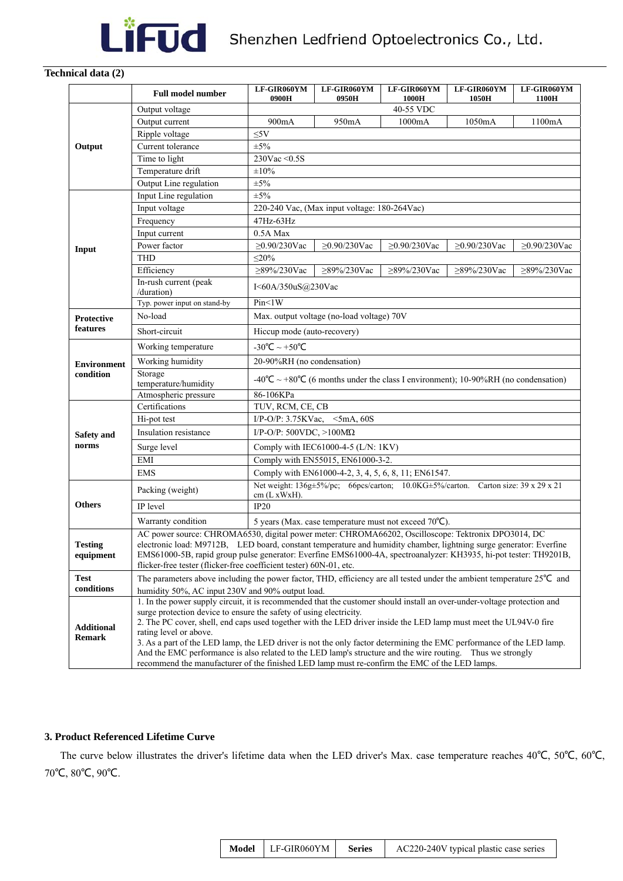**Technical data (2)**

| | Full model number | LF-GIR060YM 0900H | LF-GIR060YM 0950H | LF-GIR060YM 1000H | LF-GIR060YM 1050H | LF-GIR060YM 1100H |
|---|---|---|---|---|---|---|
| **Output** | Output voltage | 40-55 VDC | | | | |
| | Output current | 900mA | 950mA | 1000mA | 1050mA | 1100mA |
| | Ripple voltage | ≤5V | | | | |
| | Current tolerance | ±5% | | | | |
| | Time to light | 230Vac <0.5S | | | | |
| | Temperature drift | ±10% | | | | |
| | Output Line regulation | ±5% | | | | |
| **Input** | Input Line regulation | ±5% | | | | |
| | Input voltage | 220-240 Vac, (Max input voltage: 180-264Vac) | | | | |
| | Frequency | 47Hz-63Hz | | | | |
| | Input current | 0.5A Max | | | | |
| | Power factor | ≥0.90/230Vac | ≥0.90/230Vac | ≥0.90/230Vac | ≥0.90/230Vac | ≥0.90/230Vac |
| | THD | ≤20% | | | | |
| | Efficiency | ≥89%/230Vac | ≥89%/230Vac | ≥89%/230Vac | ≥89%/230Vac | ≥89%/230Vac |
| | In-rush current (peak /duration) | I<60A/350uS@230Vac | | | | |
| | Typ. power input on stand-by | Pin<1W | | | | |
| **Protective features** | No-load | Max. output voltage (no-load voltage) 70V | | | | |
| | Short-circuit | Hiccup mode (auto-recovery) | | | | |
| **Environment condition** | Working temperature | -30℃ ~ +50℃ | | | | |
| | Working humidity | 20-90%RH (no condensation) | | | | |
| | Storage temperature/humidity | -40℃ ~ +80℃ (6 months under the class I environment); 10-90%RH (no condensation) | | | | |
| | Atmospheric pressure | 86-106KPa | | | | |
| **Safety and norms** | Certifications | TUV, RCM, CE, CB | | | | |
| | Hi-pot test | I/P-O/P: 3.75KVac, <5mA, 60S | | | | |
| | Insulation resistance | I/P-O/P: 500VDC, >100MΩ | | | | |
| | Surge level | Comply with IEC61000-4-5 (L/N: 1KV) | | | | |
| | EMI | Comply with EN55015, EN61000-3-2. | | | | |
| | EMS | Comply with EN61000-4-2, 3, 4, 5, 6, 8, 11; EN61547. | | | | |
| **Others** | Packing (weight) | Net weight: 136g±5%/pc; 66pcs/carton; 10.0KG±5%/carton. Carton size: 39 x 29 x 21 cm (L xWxH). | | | | |
| | IP level | IP20 | | | | |
| | Warranty condition | 5 years (Max. case temperature must not exceed 70℃). | | | | |
| **Testing equipment** | AC power source: CHROMA6530, digital power meter: CHROMA66202, Oscilloscope: Tektronix DPO3014, DC electronic load: M9712B, LED board, constant temperature and humidity chamber, lightning surge generator: Everfine EMS61000-5B, rapid group pulse generator: Everfine EMS61000-4A, spectroanalyzer: KH3935, hi-pot tester: TH9201B, flicker-free tester (flicker-free coefficient tester) 60N-01, etc. | | | | | |
| **Test conditions** | The parameters above including the power factor, THD, efficiency are all tested under the ambient temperature 25℃ and humidity 50%, AC input 230V and 90% output load. | | | | | |
| **Additional Remark** | 1. In the power supply circuit, it is recommended that the customer should install an over-under-voltage protection and surge protection device to ensure the safety of using electricity.<br>2. The PC cover, shell, end caps used together with the LED driver inside the LED lamp must meet the UL94V-0 fire rating level or above.<br>3. As a part of the LED lamp, the LED driver is not the only factor determining the EMC performance of the LED lamp. And the EMC performance is also related to the LED lamp's structure and the wire routing. Thus we strongly recommend the manufacturer of the finished LED lamp must re-confirm the EMC of the LED lamps. | | | | | |

### 3. Product Referenced Lifetime Curve

The curve below illustrates the driver's lifetime data when the LED driver's Max. case temperature reaches 40℃, 50℃, 60℃, 70℃, 80℃, 90℃.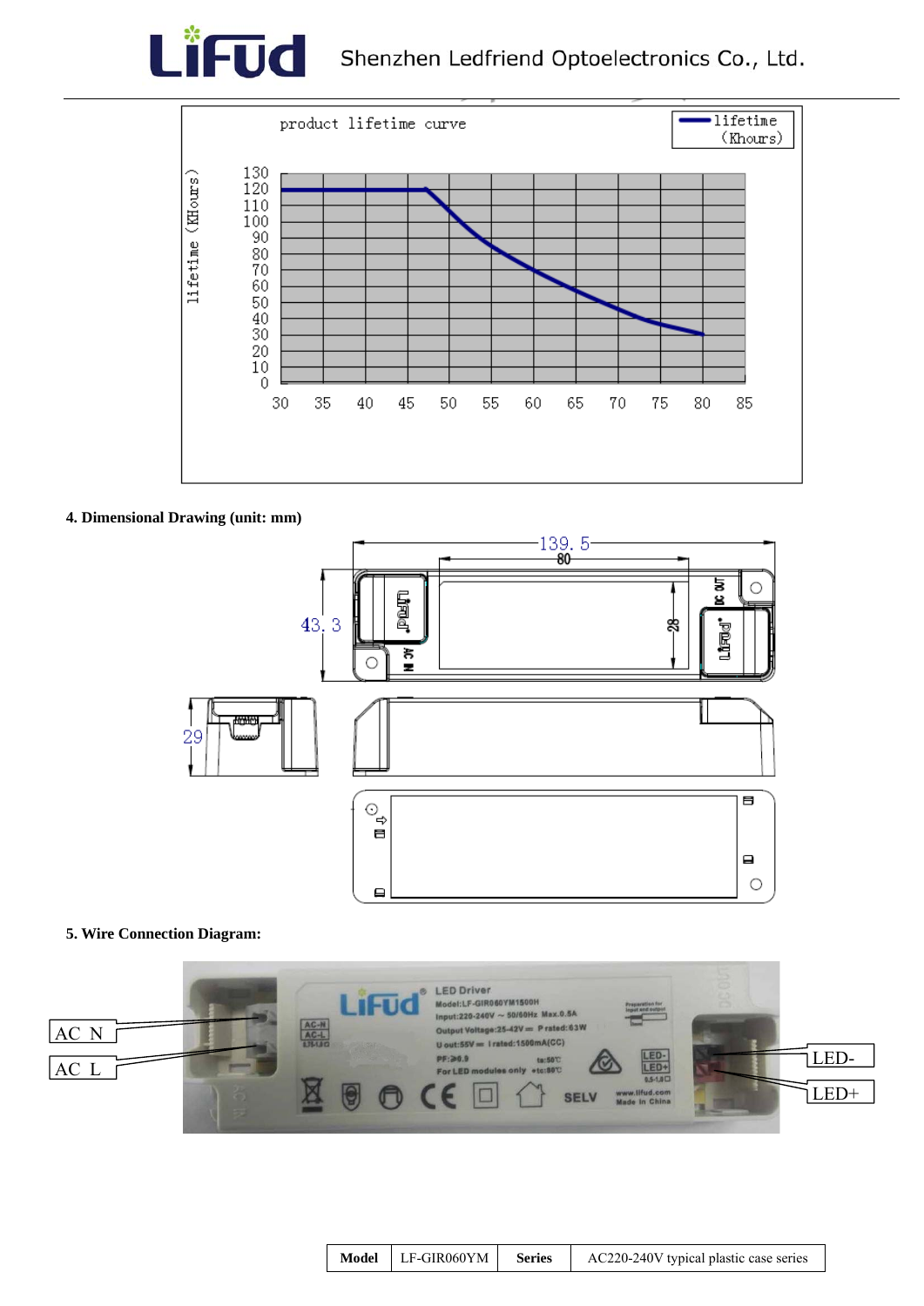product lifetime curve

lifetime (Khours)

lifetime (KHours)

130
120
110
100
90
80
70
60
50
40
30
20
10
0

30 35 40 45 50 55 60 65 70 75 80 85

**4. Dimensional Drawing (unit: mm)**

139.5

80

43.3

28

29

AC IN

DC OUT

**5. Wire Connection Diagram:**

AC N

AC L

LED-

LED+

| Model | LF-GIR060YM | Series | AC220-240V typical plastic case series |
|---|---|---|---|